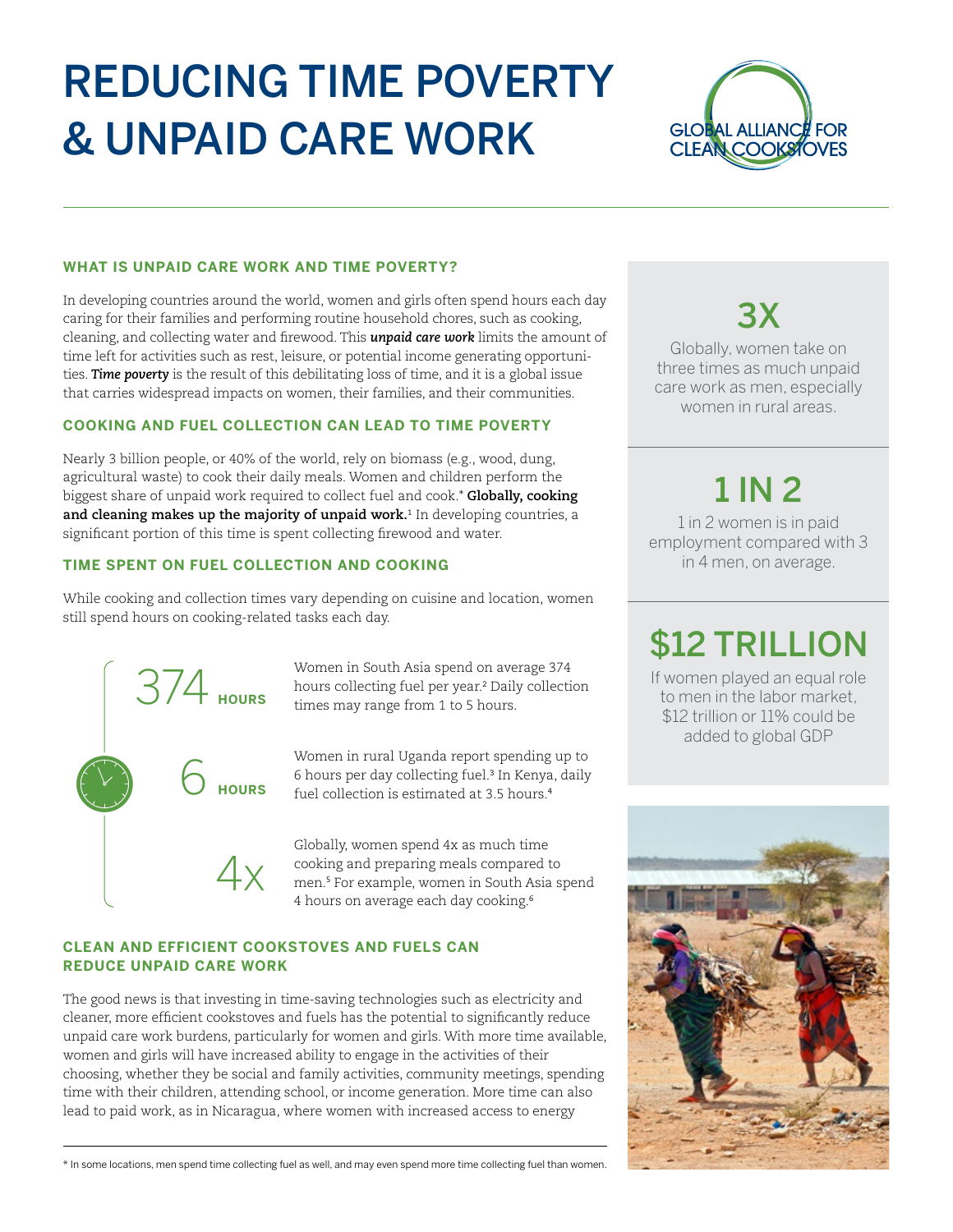# REDUCING TIME POVERTY & UNPAID CARE WORK

GLOBAL ALLIANCE FOR CLEAN COOKSTOVES

### WHAT IS UNPAID CARE WORK AND TIME POVERTY?

In developing countries around the world, women and girls often spend hours each day caring for their families and performing routine household chores, such as cooking, cleaning, and collecting water and firewood. This ***unpaid care work*** limits the amount of time left for activities such as rest, leisure, or potential income generating opportunities. ***Time poverty*** is the result of this debilitating loss of time, and it is a global issue that carries widespread impacts on women, their families, and their communities.

### COOKING AND FUEL COLLECTION CAN LEAD TO TIME POVERTY

Nearly 3 billion people, or 40% of the world, rely on biomass (e.g., wood, dung, agricultural waste) to cook their daily meals. Women and children perform the biggest share of unpaid work required to collect fuel and cook.* **Globally, cooking and cleaning makes up the majority of unpaid work.**[1] In developing countries, a significant portion of this time is spent collecting firewood and water.

### TIME SPENT ON FUEL COLLECTION AND COOKING

While cooking and collection times vary depending on cuisine and location, women still spend hours on cooking-related tasks each day.

**374 HOURS**

Women in South Asia spend on average 374 hours collecting fuel per year.[2] Daily collection times may range from 1 to 5 hours.

**6 HOURS**

Women in rural Uganda report spending up to 6 hours per day collecting fuel.[3] In Kenya, daily fuel collection is estimated at 3.5 hours.[4]

**4x**

Globally, women spend 4x as much time cooking and preparing meals compared to men.[5] For example, women in South Asia spend 4 hours on average each day cooking.[6]

### CLEAN AND EFFICIENT COOKSTOVES AND FUELS CAN REDUCE UNPAID CARE WORK

The good news is that investing in time-saving technologies such as electricity and cleaner, more efficient cookstoves and fuels has the potential to significantly reduce unpaid care work burdens, particularly for women and girls. With more time available, women and girls will have increased ability to engage in the activities of their choosing, whether they be social and family activities, community meetings, spending time with their children, attending school, or income generation. More time can also lead to paid work, as in Nicaragua, where women with increased access to energy

**3X**

Globally, women take on three times as much unpaid care work as men, especially women in rural areas.

**1 IN 2**

1 in 2 women is in paid employment compared with 3 in 4 men, on average.

**$12 TRILLION**

If women played an equal role to men in the labor market, $12 trillion or 11% could be added to global GDP

\* In some locations, men spend time collecting fuel as well, and may even spend more time collecting fuel than women.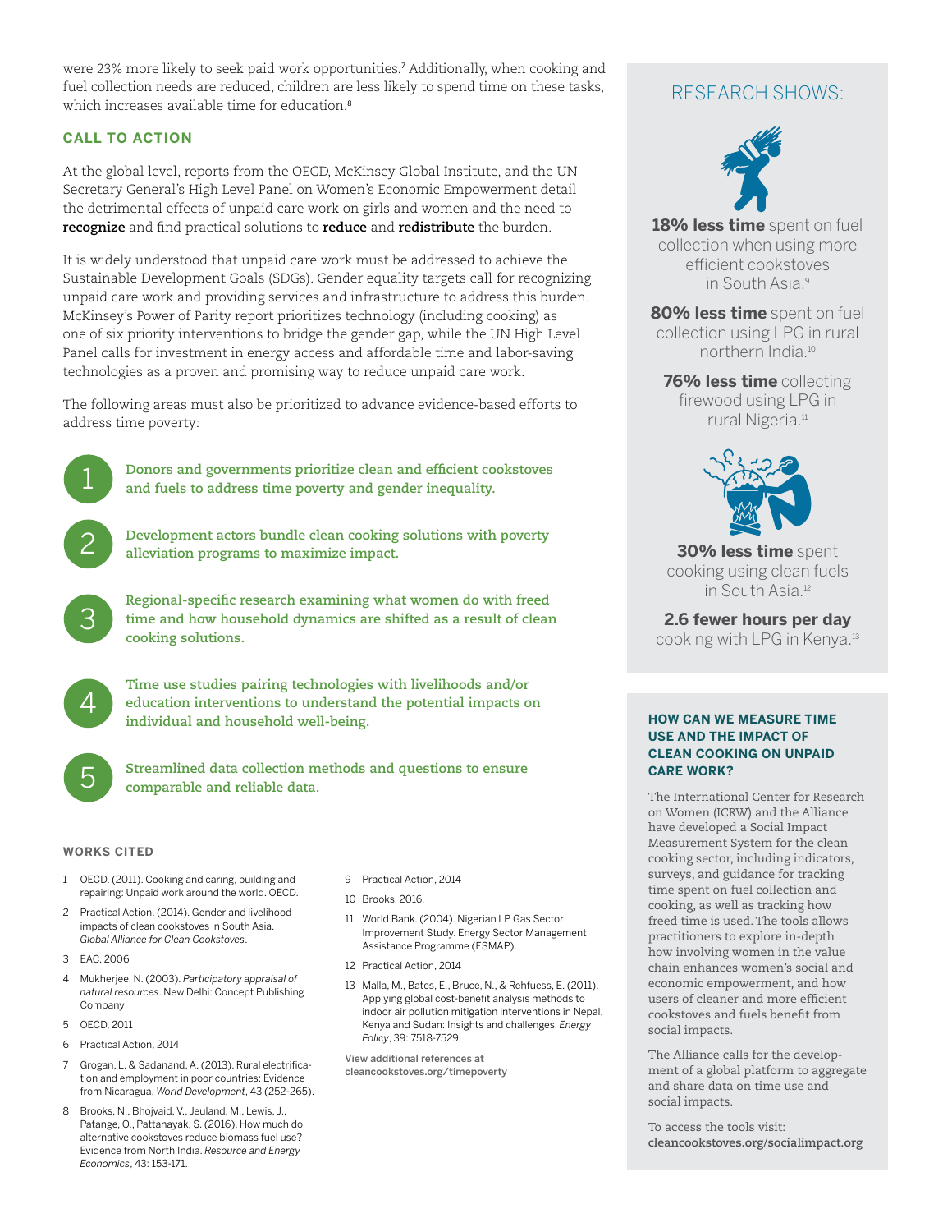were 23% more likely to seek paid work opportunities.[7] Additionally, when cooking and fuel collection needs are reduced, children are less likely to spend time on these tasks, which increases available time for education.[8]

## CALL TO ACTION

At the global level, reports from the OECD, McKinsey Global Institute, and the UN Secretary General's High Level Panel on Women's Economic Empowerment detail the detrimental effects of unpaid care work on girls and women and the need to **recognize** and find practical solutions to **reduce** and **redistribute** the burden.

It is widely understood that unpaid care work must be addressed to achieve the Sustainable Development Goals (SDGs). Gender equality targets call for recognizing unpaid care work and providing services and infrastructure to address this burden. McKinsey's Power of Parity report prioritizes technology (including cooking) as one of six priority interventions to bridge the gender gap, while the UN High Level Panel calls for investment in energy access and affordable time and labor-saving technologies as a proven and promising way to reduce unpaid care work.

The following areas must also be prioritized to advance evidence-based efforts to address time poverty:

1. **Donors and governments prioritize clean and efficient cookstoves and fuels to address time poverty and gender inequality.**
2. **Development actors bundle clean cooking solutions with poverty alleviation programs to maximize impact.**
3. **Regional-specific research examining what women do with freed time and how household dynamics are shifted as a result of clean cooking solutions.**
4. **Time use studies pairing technologies with livelihoods and/or education interventions to understand the potential impacts on individual and household well-being.**
5. **Streamlined data collection methods and questions to ensure comparable and reliable data.**

## RESEARCH SHOWS:

**18% less time** spent on fuel collection when using more efficient cookstoves in South Asia.[9]

**80% less time** spent on fuel collection using LPG in rural northern India.[10]

**76% less time** collecting firewood using LPG in rural Nigeria.[11]

**30% less time** spent cooking using clean fuels in South Asia.[12]

**2.6 fewer hours per day** cooking with LPG in Kenya.[13]

### HOW CAN WE MEASURE TIME USE AND THE IMPACT OF CLEAN COOKING ON UNPAID CARE WORK?

The International Center for Research on Women (ICRW) and the Alliance have developed a Social Impact Measurement System for the clean cooking sector, including indicators, surveys, and guidance for tracking time spent on fuel collection and cooking, as well as tracking how freed time is used. The tools allows practitioners to explore in-depth how involving women in the value chain enhances women's social and economic empowerment, and how users of cleaner and more efficient cookstoves and fuels benefit from social impacts.

The Alliance calls for the development of a global platform to aggregate and share data on time use and social impacts.

To access the tools visit: **cleancookstoves.org/socialimpact.org**

## WORKS CITED

1. OECD. (2011). Cooking and caring, building and repairing: Unpaid work around the world. OECD.
2. Practical Action. (2014). Gender and livelihood impacts of clean cookstoves in South Asia. *Global Alliance for Clean Cookstoves*.
3. EAC, 2006
4. Mukherjee, N. (2003). *Participatory appraisal of natural resources*. New Delhi: Concept Publishing Company
5. OECD, 2011
6. Practical Action, 2014
7. Grogan, L. & Sadanand, A. (2013). Rural electrification and employment in poor countries: Evidence from Nicaragua. *World Development*, 43 (252-265).
8. Brooks, N., Bhojvaid, V., Jeuland, M., Lewis, J., Patange, O., Pattanayak, S. (2016). How much do alternative cookstoves reduce biomass fuel use? Evidence from North India. *Resource and Energy Economics*, 43: 153-171.
9. Practical Action, 2014
10. Brooks, 2016.
11. World Bank. (2004). Nigerian LP Gas Sector Improvement Study. Energy Sector Management Assistance Programme (ESMAP).
12. Practical Action, 2014
13. Malla, M., Bates, E., Bruce, N., & Rehfuess, E. (2011). Applying global cost-benefit analysis methods to indoor air pollution mitigation interventions in Nepal, Kenya and Sudan: Insights and challenges. *Energy Policy*, 39: 7518-7529.

**View additional references at cleancookstoves.org/timepoverty**